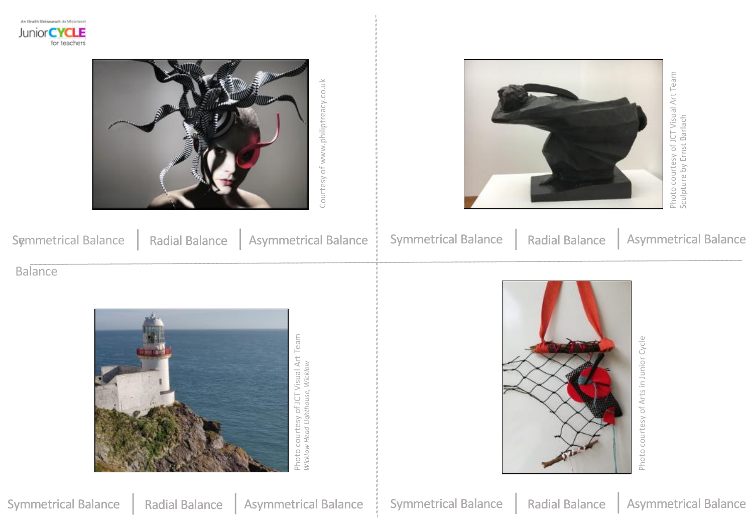An tSraith Shóisearach do Mhúinteoirí
JuniorCYCLE for teachers

Courtesy of www.philiptreacy.co.uk

Symmetrical Balance | Radial Balance | Asymmetrical Balance

Photo courtesy of JCT Visual Art Team
Sculpture by Ernst Barlach

Symmetrical Balance | Radial Balance | Asymmetrical Balance

Balance

Photo courtesy of JCT Visual Art Team
*Wicklow Head Lighthouse, Wicklow*

Symmetrical Balance | Radial Balance | Asymmetrical Balance

Photo courtesy of Arts in Junior Cycle

Symmetrical Balance | Radial Balance | Asymmetrical Balance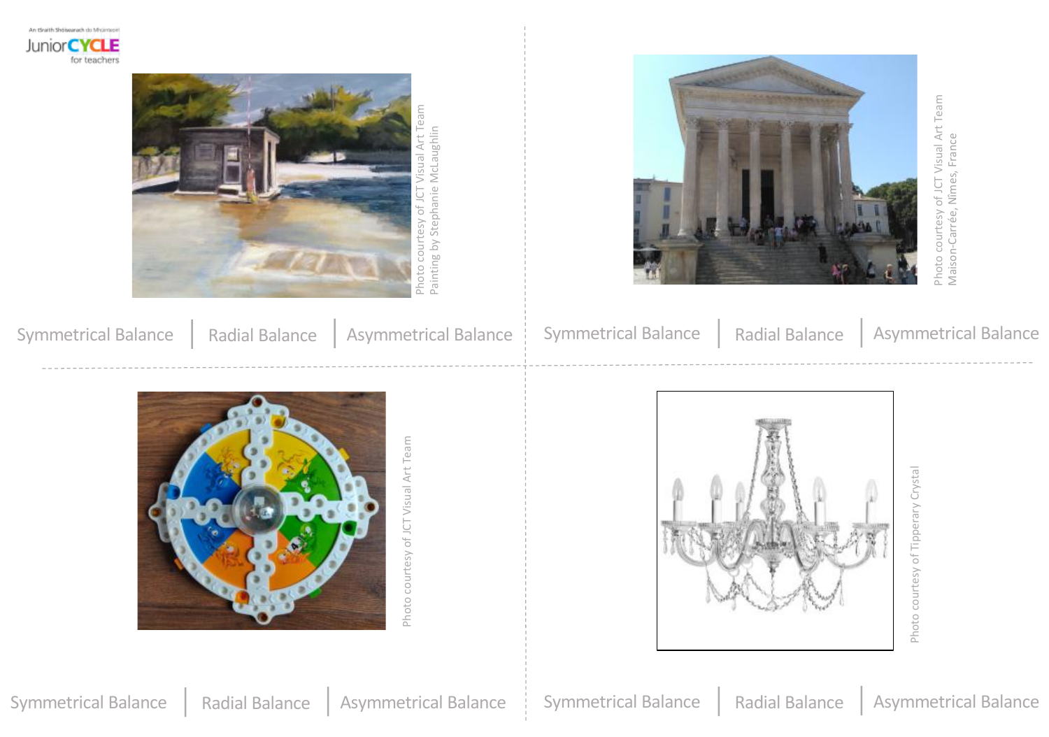Photo courtesy of JCT Visual Art Team
Painting by Stephanie McLaughlin

Symmetrical Balance | Radial Balance | Asymmetrical Balance

Photo courtesy of JCT Visual Art Team
Maison-Carrée, Nimes, France

Symmetrical Balance | Radial Balance | Asymmetrical Balance

Photo courtesy of JCT Visual Art Team

Symmetrical Balance | Radial Balance | Asymmetrical Balance

Photo courtesy of Tipperary Crystal

Symmetrical Balance | Radial Balance | Asymmetrical Balance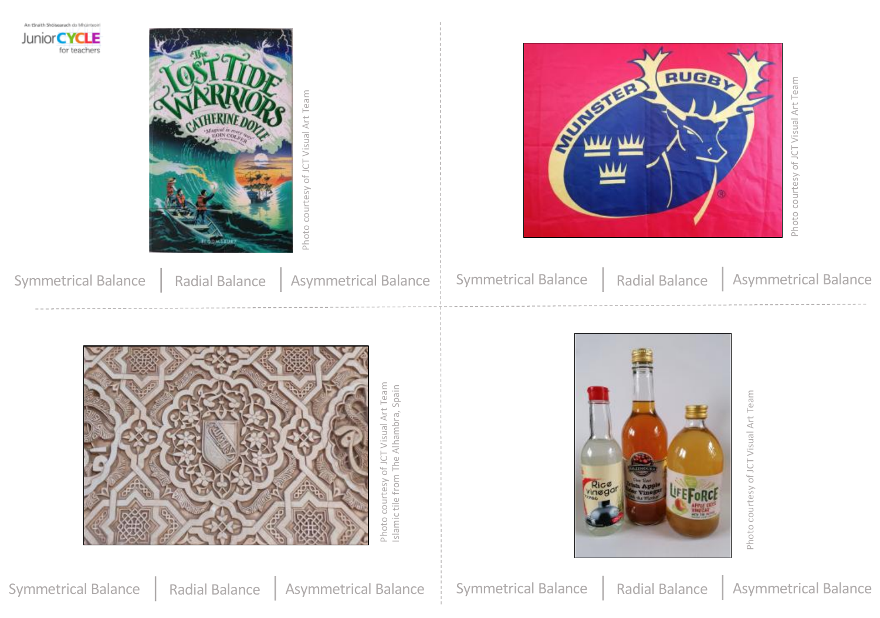Photo courtesy of JCT Visual Art Team

Symmetrical Balance | Radial Balance | Asymmetrical Balance

Photo courtesy of JCT Visual Art Team

Symmetrical Balance | Radial Balance | Asymmetrical Balance

Photo courtesy of JCT Visual Art Team
Islamic tile from The Alhambra, Spain

Symmetrical Balance | Radial Balance | Asymmetrical Balance

Photo courtesy of JCT Visual Art Team

Symmetrical Balance | Radial Balance | Asymmetrical Balance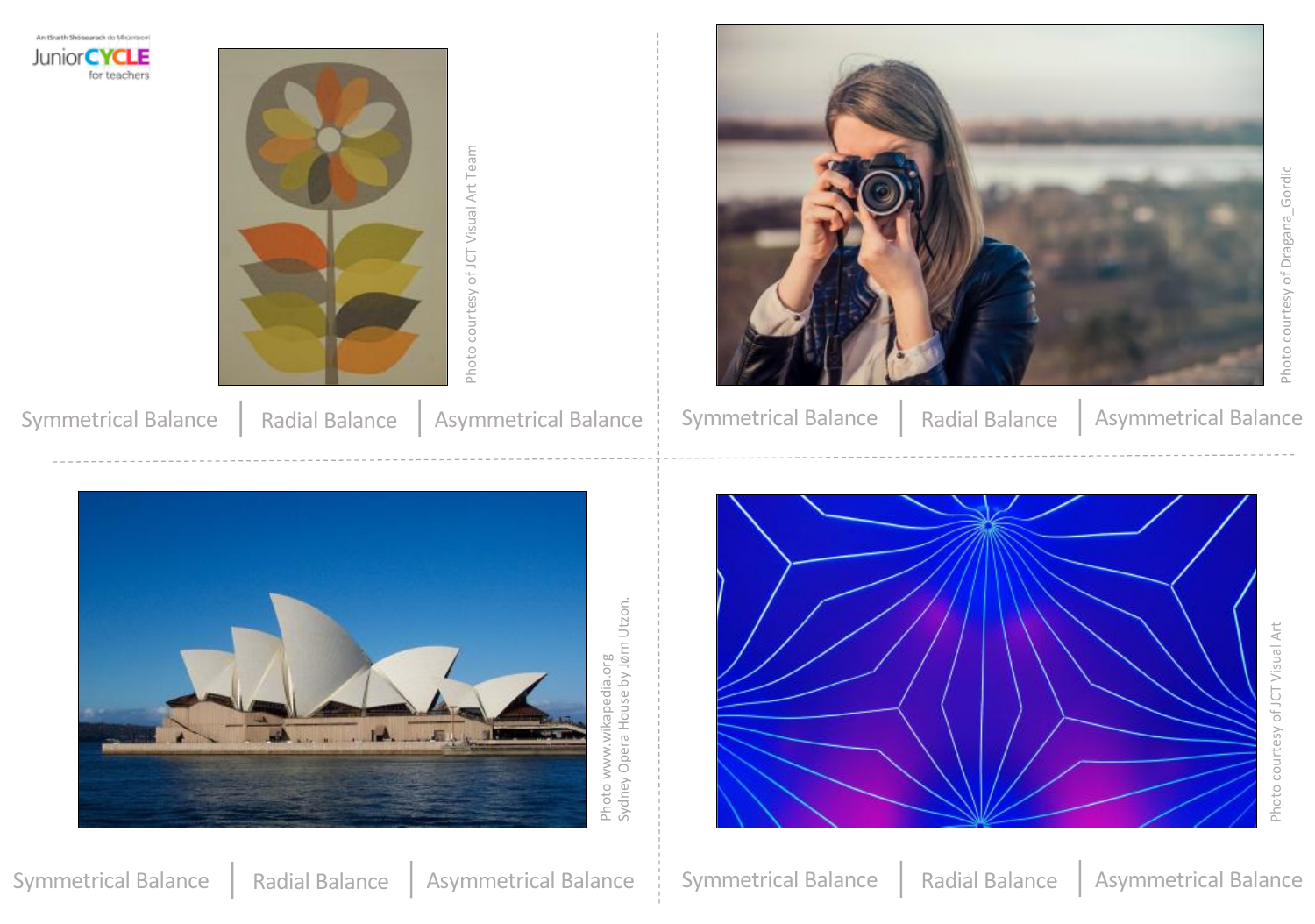Photo courtesy of JCT Visual Art Team

Symmetrical Balance | Radial Balance | Asymmetrical Balance

Photo courtesy of Dragana_Gordic

Symmetrical Balance | Radial Balance | Asymmetrical Balance

Photo www.wikapedia.org
Sydney Opera House by Jørn Utzon.

Symmetrical Balance | Radial Balance | Asymmetrical Balance

Photo courtesy of JCT Visual Art

Symmetrical Balance | Radial Balance | Asymmetrical Balance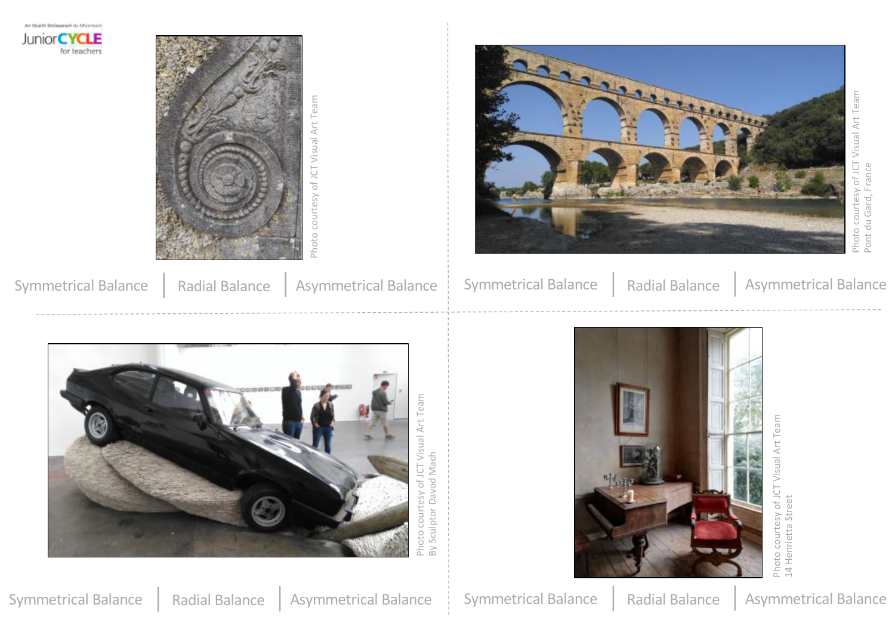Photo courtesy of JCT Visual Art Team

Symmetrical Balance | Radial Balance | Asymmetrical Balance

Photo courtesy of JCT Visual Art Team
Pont du Gard, France

Symmetrical Balance | Radial Balance | Asymmetrical Balance

Photo courtesy of JCT Visual Art Team
By Sculptor Davod Mach

Symmetrical Balance | Radial Balance | Asymmetrical Balance

Photo courtesy of JCT Visual Art Team
14 Henrietta Street

Symmetrical Balance | Radial Balance | Asymmetrical Balance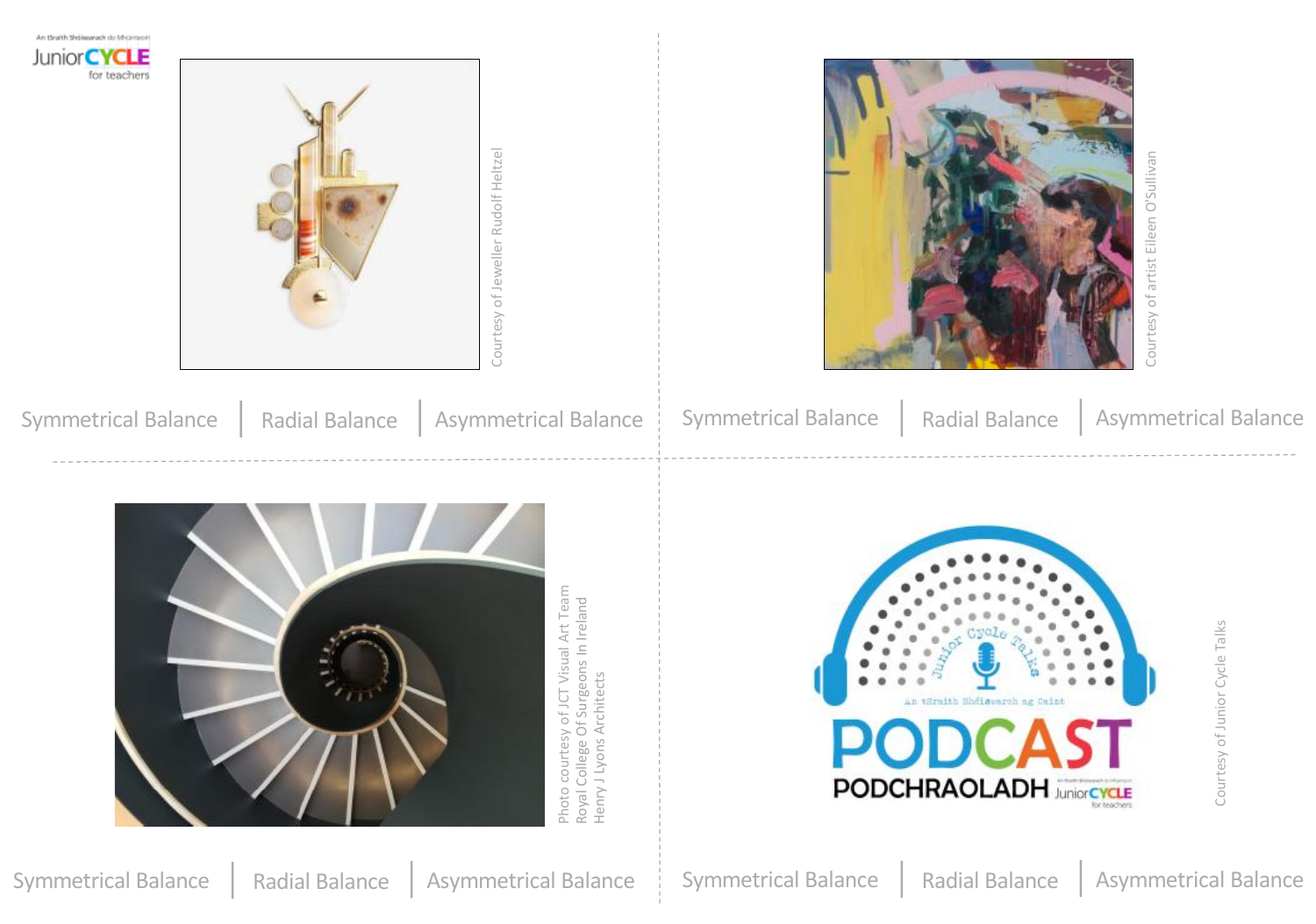Courtesy of Jeweller Rudolf Heltzel

Symmetrical Balance | Radial Balance | Asymmetrical Balance

Courtesy of artist Eileen O'Sullivan

Symmetrical Balance | Radial Balance | Asymmetrical Balance

Photo courtesy of JCT Visual Art Team
Royal College Of Surgeons In Ireland
Henry J Lyons Architects

Symmetrical Balance | Radial Balance | Asymmetrical Balance

Courtesy of Junior Cycle Talks

Symmetrical Balance | Radial Balance | Asymmetrical Balance